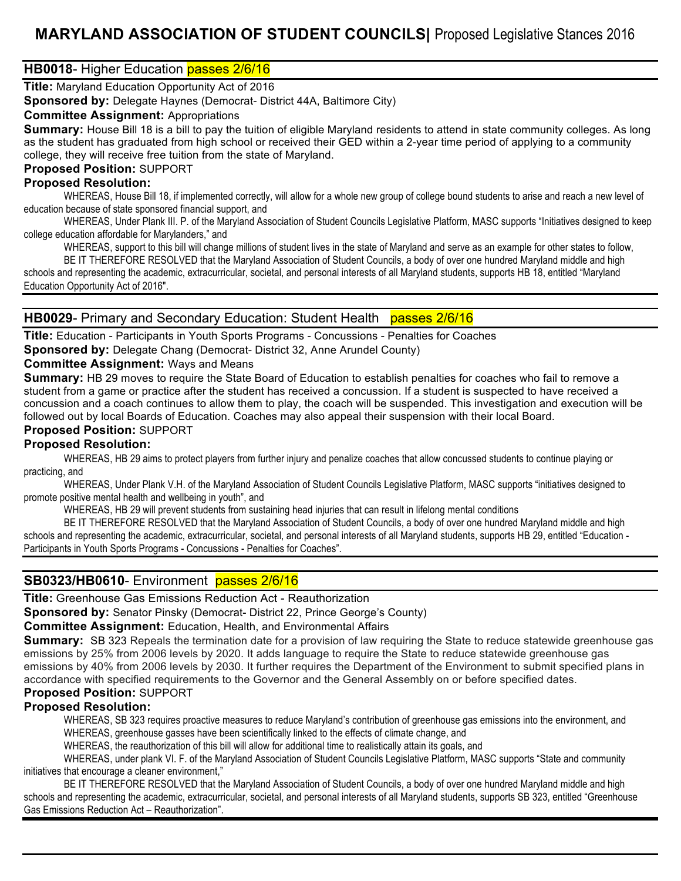# MARYLAND ASSOCIATION OF STUDENT COUNCILS| Proposed Legislative Stances 2016

## HB0018- Higher Education passes 2/6/16

**Title:** Maryland Education Opportunity Act of 2016

**Sponsored by:** Delegate Haynes (Democrat- District 44A, Baltimore City)

**Committee Assignment:** Appropriations

**Summary:** House Bill 18 is a bill to pay the tuition of eligible Maryland residents to attend in state community colleges. As long as the student has graduated from high school or received their GED within a 2-year time period of applying to a community college, they will receive free tuition from the state of Maryland.

**Proposed Position:** SUPPORT

**Proposed Resolution:**

WHEREAS, House Bill 18, if implemented correctly, will allow for a whole new group of college bound students to arise and reach a new level of education because of state sponsored financial support, and

WHEREAS, Under Plank III. P. of the Maryland Association of Student Councils Legislative Platform, MASC supports "Initiatives designed to keep college education affordable for Marylanders," and

WHEREAS, support to this bill will change millions of student lives in the state of Maryland and serve as an example for other states to follow,

BE IT THEREFORE RESOLVED that the Maryland Association of Student Councils, a body of over one hundred Maryland middle and high schools and representing the academic, extracurricular, societal, and personal interests of all Maryland students, supports HB 18, entitled "Maryland Education Opportunity Act of 2016".

## HB0029- Primary and Secondary Education: Student Health passes 2/6/16

**Title:** Education - Participants in Youth Sports Programs - Concussions - Penalties for Coaches

**Sponsored by:** Delegate Chang (Democrat- District 32, Anne Arundel County)

**Committee Assignment:** Ways and Means

**Summary:** HB 29 moves to require the State Board of Education to establish penalties for coaches who fail to remove a student from a game or practice after the student has received a concussion. If a student is suspected to have received a concussion and a coach continues to allow them to play, the coach will be suspended. This investigation and execution will be followed out by local Boards of Education. Coaches may also appeal their suspension with their local Board.

**Proposed Position:** SUPPORT

**Proposed Resolution:**

WHEREAS, HB 29 aims to protect players from further injury and penalize coaches that allow concussed students to continue playing or practicing, and

WHEREAS, Under Plank V.H. of the Maryland Association of Student Councils Legislative Platform, MASC supports "initiatives designed to promote positive mental health and wellbeing in youth", and

WHEREAS, HB 29 will prevent students from sustaining head injuries that can result in lifelong mental conditions

BE IT THEREFORE RESOLVED that the Maryland Association of Student Councils, a body of over one hundred Maryland middle and high schools and representing the academic, extracurricular, societal, and personal interests of all Maryland students, supports HB 29, entitled "Education - Participants in Youth Sports Programs - Concussions - Penalties for Coaches".

## SB0323/HB0610- Environment passes 2/6/16

**Title:** Greenhouse Gas Emissions Reduction Act - Reauthorization

**Sponsored by:** Senator Pinsky (Democrat- District 22, Prince George's County)

**Committee Assignment:** Education, Health, and Environmental Affairs

**Summary:** SB 323 Repeals the termination date for a provision of law requiring the State to reduce statewide greenhouse gas emissions by 25% from 2006 levels by 2020. It adds language to require the State to reduce statewide greenhouse gas emissions by 40% from 2006 levels by 2030. It further requires the Department of the Environment to submit specified plans in accordance with specified requirements to the Governor and the General Assembly on or before specified dates.

**Proposed Position:** SUPPORT

**Proposed Resolution:**

WHEREAS, SB 323 requires proactive measures to reduce Maryland's contribution of greenhouse gas emissions into the environment, and

WHEREAS, greenhouse gasses have been scientifically linked to the effects of climate change, and

WHEREAS, the reauthorization of this bill will allow for additional time to realistically attain its goals, and

WHEREAS, under plank VI. F. of the Maryland Association of Student Councils Legislative Platform, MASC supports "State and community initiatives that encourage a cleaner environment,"

BE IT THEREFORE RESOLVED that the Maryland Association of Student Councils, a body of over one hundred Maryland middle and high schools and representing the academic, extracurricular, societal, and personal interests of all Maryland students, supports SB 323, entitled "Greenhouse Gas Emissions Reduction Act – Reauthorization".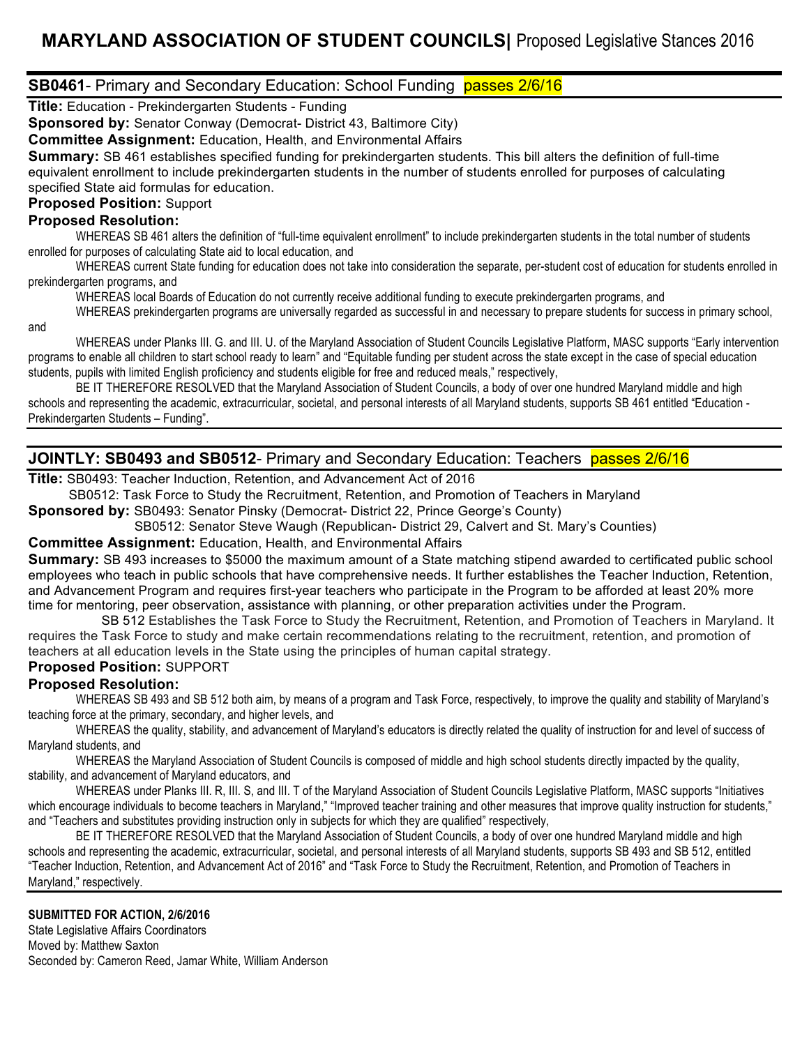# MARYLAND ASSOCIATION OF STUDENT COUNCILS| Proposed Legislative Stances 2016

## SB0461- Primary and Secondary Education: School Funding passes 2/6/16

**Title:** Education - Prekindergarten Students - Funding

**Sponsored by:** Senator Conway (Democrat- District 43, Baltimore City)

**Committee Assignment:** Education, Health, and Environmental Affairs

**Summary:** SB 461 establishes specified funding for prekindergarten students. This bill alters the definition of full-time equivalent enrollment to include prekindergarten students in the number of students enrolled for purposes of calculating specified State aid formulas for education.

**Proposed Position:** Support

**Proposed Resolution:**

WHEREAS SB 461 alters the definition of "full-time equivalent enrollment" to include prekindergarten students in the total number of students enrolled for purposes of calculating State aid to local education, and

WHEREAS current State funding for education does not take into consideration the separate, per-student cost of education for students enrolled in prekindergarten programs, and

WHEREAS local Boards of Education do not currently receive additional funding to execute prekindergarten programs, and

WHEREAS prekindergarten programs are universally regarded as successful in and necessary to prepare students for success in primary school, and

WHEREAS under Planks III. G. and III. U. of the Maryland Association of Student Councils Legislative Platform, MASC supports "Early intervention programs to enable all children to start school ready to learn" and "Equitable funding per student across the state except in the case of special education students, pupils with limited English proficiency and students eligible for free and reduced meals," respectively,

BE IT THEREFORE RESOLVED that the Maryland Association of Student Councils, a body of over one hundred Maryland middle and high schools and representing the academic, extracurricular, societal, and personal interests of all Maryland students, supports SB 461 entitled "Education - Prekindergarten Students – Funding".

## JOINTLY: SB0493 and SB0512- Primary and Secondary Education: Teachers passes 2/6/16

**Title:** SB0493: Teacher Induction, Retention, and Advancement Act of 2016

SB0512: Task Force to Study the Recruitment, Retention, and Promotion of Teachers in Maryland

**Sponsored by:** SB0493: Senator Pinsky (Democrat- District 22, Prince George's County)

SB0512: Senator Steve Waugh (Republican- District 29, Calvert and St. Mary's Counties)

**Committee Assignment:** Education, Health, and Environmental Affairs

**Summary:** SB 493 increases to $5000 the maximum amount of a State matching stipend awarded to certificated public school employees who teach in public schools that have comprehensive needs. It further establishes the Teacher Induction, Retention, and Advancement Program and requires first-year teachers who participate in the Program to be afforded at least 20% more time for mentoring, peer observation, assistance with planning, or other preparation activities under the Program.

SB 512 Establishes the Task Force to Study the Recruitment, Retention, and Promotion of Teachers in Maryland. It requires the Task Force to study and make certain recommendations relating to the recruitment, retention, and promotion of teachers at all education levels in the State using the principles of human capital strategy.

**Proposed Position:** SUPPORT

**Proposed Resolution:**

WHEREAS SB 493 and SB 512 both aim, by means of a program and Task Force, respectively, to improve the quality and stability of Maryland's teaching force at the primary, secondary, and higher levels, and

WHEREAS the quality, stability, and advancement of Maryland's educators is directly related the quality of instruction for and level of success of Maryland students, and

WHEREAS the Maryland Association of Student Councils is composed of middle and high school students directly impacted by the quality, stability, and advancement of Maryland educators, and

WHEREAS under Planks III. R, III. S, and III. T of the Maryland Association of Student Councils Legislative Platform, MASC supports "Initiatives which encourage individuals to become teachers in Maryland," "Improved teacher training and other measures that improve quality instruction for students," and "Teachers and substitutes providing instruction only in subjects for which they are qualified" respectively,

BE IT THEREFORE RESOLVED that the Maryland Association of Student Councils, a body of over one hundred Maryland middle and high schools and representing the academic, extracurricular, societal, and personal interests of all Maryland students, supports SB 493 and SB 512, entitled "Teacher Induction, Retention, and Advancement Act of 2016" and "Task Force to Study the Recruitment, Retention, and Promotion of Teachers in Maryland," respectively.

**SUBMITTED FOR ACTION, 2/6/2016**

State Legislative Affairs Coordinators

Moved by: Matthew Saxton

Seconded by: Cameron Reed, Jamar White, William Anderson